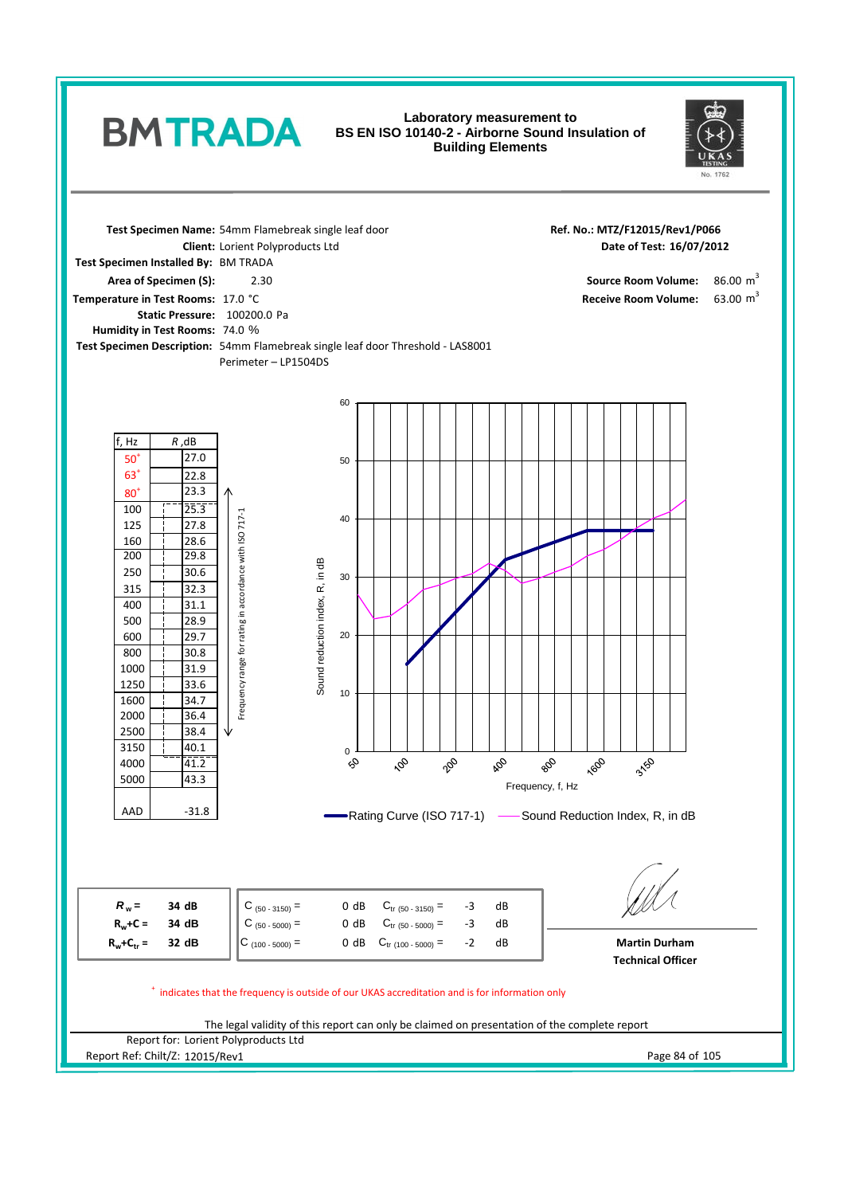# BMTRADA

**Laboratory measurement to BS EN ISO 10140-2 - Airborne Sound Insulation of Building Elements**

UKAS TESTING No. 1762

**Test Specimen Name:** 54mm Flamebreak single leaf door
**Client:** Lorient Polyproducts Ltd
**Test Specimen Installed By:** BM TRADA
**Area of Specimen (S):** 2.30
**Temperature in Test Rooms:** 17.0 °C
**Static Pressure:** 100200.0 Pa
**Humidity in Test Rooms:** 74.0 %
**Test Specimen Description:** 54mm Flamebreak single leaf door Threshold - LAS8001 Perimeter – LP1504DS

**Ref. No.: MTZ/F12015/Rev1/P066**
**Date of Test: 16/07/2012**

**Source Room Volume:** 86.00 $m^3$
**Receive Room Volume:** 63.00 $m^3$

| f, Hz | R, dB |
|---|---|
| 50[+] | 27.0 |
| 63[+] | 22.8 |
| 80[+] | 23.3 |
| 100 | 25.3 |
| 125 | 27.8 |
| 160 | 28.6 |
| 200 | 29.8 |
| 250 | 30.6 |
| 315 | 32.3 |
| 400 | 31.1 |
| 500 | 28.9 |
| 600 | 29.7 |
| 800 | 30.8 |
| 1000 | 31.9 |
| 1250 | 33.6 |
| 1600 | 34.7 |
| 2000 | 36.4 |
| 2500 | 38.4 |
| 3150 | 40.1 |
| 4000 | 41.2 |
| 5000 | 43.3 |
| AAD | -31.8 |

Frequency range for rating in accordance with ISO 717-1: 100 – 3150 Hz

Sound reduction index, R, in dB vs Frequency, f, Hz — Rating Curve (ISO 717-1); Sound Reduction Index, R, in dB

| | | | | | |
|---|---|---|---|---|---|
| $R_w$ = | 34 dB | $C_{(50-3150)}$ = | 0 dB | $C_{tr\,(50-3150)}$ = | -3 dB |
| $R_w+C$ = | 34 dB | $C_{(50-5000)}$ = | 0 dB | $C_{tr\,(50-5000)}$ = | -3 dB |
| $R_w+C_{tr}$ = | 32 dB | $C_{(100-5000)}$ = | 0 dB | $C_{tr\,(100-5000)}$ = | -2 dB |

**Martin Durham**
**Technical Officer**

[+] indicates that the frequency is outside of our UKAS accreditation and is for information only

The legal validity of this report can only be claimed on presentation of the complete report

Report for: Lorient Polyproducts Ltd
Report Ref: Chilt/Z: 12015/Rev1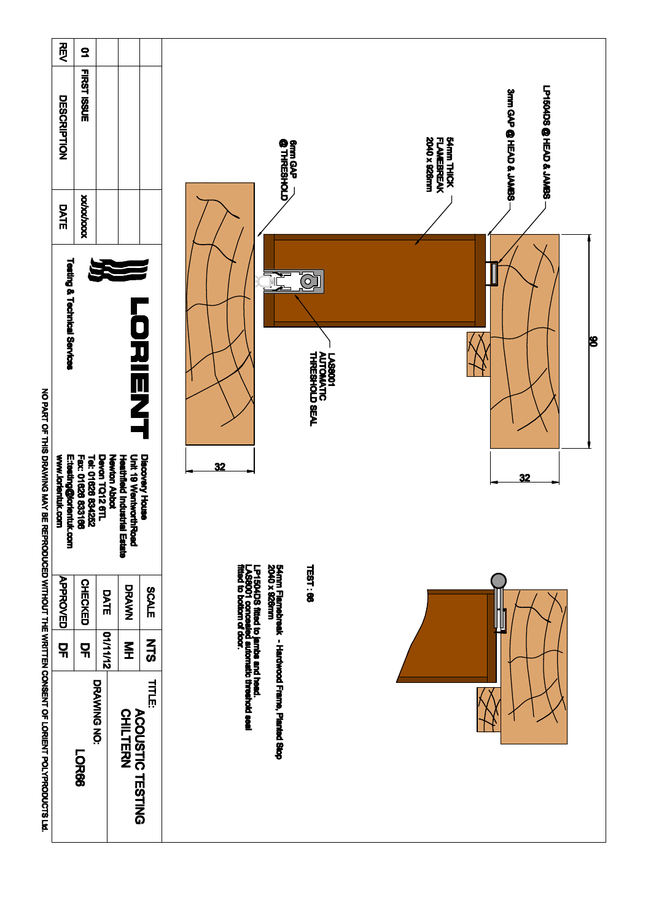LP1504DS @ HEAD & JAMBS

3mm GAP @ HEAD & JAMBS

54mm THICK
FLAMEBREAK
2040 x 926mm

6mm GAP
@ THRESHOLD

LAS8001
AUTOMATIC
THRESHOLD SEAL

90

32

32

TEST : 66

54mm Flamebreak - Hardwood Frame, Planted Stop
2040 x 926mm

LP1504DS fitted to jambs and head.
LAS8001 concealed automatic threshold seal fitted to bottom of door.

| REV | DESCRIPTION | DATE |
| --- | --- | --- |
| 01 | FIRST ISSUE | xx/xx/xxxx |

LORIENT

Testing & Technical Services

Discovery House
Unit 19 Wentworth Road
Heathfield Industrial Estate
Newton Abbot
Devon TQ12 6TL
Tel: 01626 834252
Fax: 01626 833166
E:testing@lorientuk.com
www.lorientuk.com

| | |
| --- | --- |
| SCALE | NTS |
| DRAWN | MH |
| DATE | 01/11/12 |
| CHECKED | DF |
| APPROVED | DF |

TITLE:
ACOUSTIC TESTING
CHILTERN

DRAWING NO:
LOR66

NO PART OF THIS DRAWING MAY BE REPRODUCED WITHOUT THE WRITTEN CONSENT OF LORIENT POLYPRODUCTS Ltd.